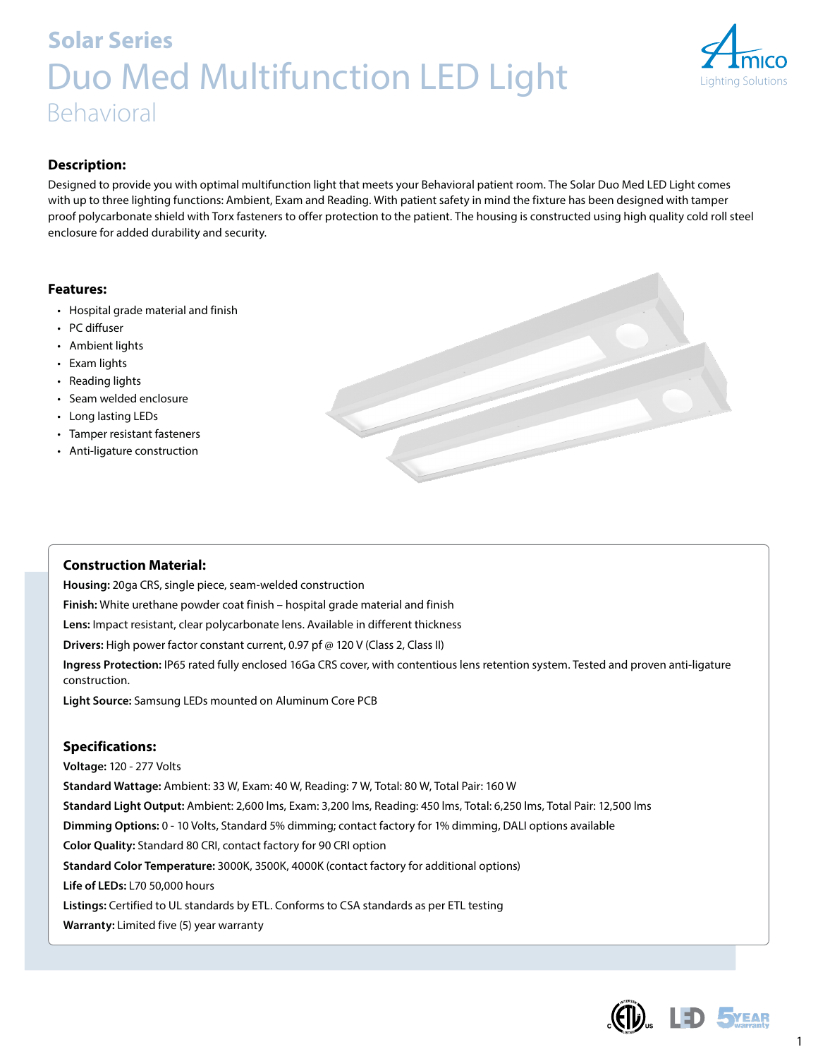## Solar Series

# Duo Med Multifunction LED Light

Behavioral

Amico Lighting Solutions

### Description:

Designed to provide you with optimal multifunction light that meets your Behavioral patient room. The Solar Duo Med LED Light comes with up to three lighting functions: Ambient, Exam and Reading. With patient safety in mind the fixture has been designed with tamper proof polycarbonate shield with Torx fasteners to offer protection to the patient. The housing is constructed using high quality cold roll steel enclosure for added durability and security.

### Features:

- Hospital grade material and finish
- PC diffuser
- Ambient lights
- Exam lights
- Reading lights
- Seam welded enclosure
- Long lasting LEDs
- Tamper resistant fasteners
- Anti-ligature construction

### Construction Material:

**Housing:** 20ga CRS, single piece, seam-welded construction

**Finish:** White urethane powder coat finish – hospital grade material and finish

**Lens:** Impact resistant, clear polycarbonate lens. Available in different thickness

**Drivers:** High power factor constant current, 0.97 pf @ 120 V (Class 2, Class II)

**Ingress Protection:** IP65 rated fully enclosed 16Ga CRS cover, with contentious lens retention system. Tested and proven anti-ligature construction.

**Light Source:** Samsung LEDs mounted on Aluminum Core PCB

### Specifications:

**Voltage:** 120 - 277 Volts

**Standard Wattage:** Ambient: 33 W, Exam: 40 W, Reading: 7 W, Total: 80 W, Total Pair: 160 W

**Standard Light Output:** Ambient: 2,600 lms, Exam: 3,200 lms, Reading: 450 lms, Total: 6,250 lms, Total Pair: 12,500 lms

**Dimming Options:** 0 - 10 Volts, Standard 5% dimming; contact factory for 1% dimming, DALI options available

**Color Quality:** Standard 80 CRI, contact factory for 90 CRI option

**Standard Color Temperature:** 3000K, 3500K, 4000K (contact factory for additional options)

**Life of LEDs:** L70 50,000 hours

**Listings:** Certified to UL standards by ETL. Conforms to CSA standards as per ETL testing

**Warranty:** Limited five (5) year warranty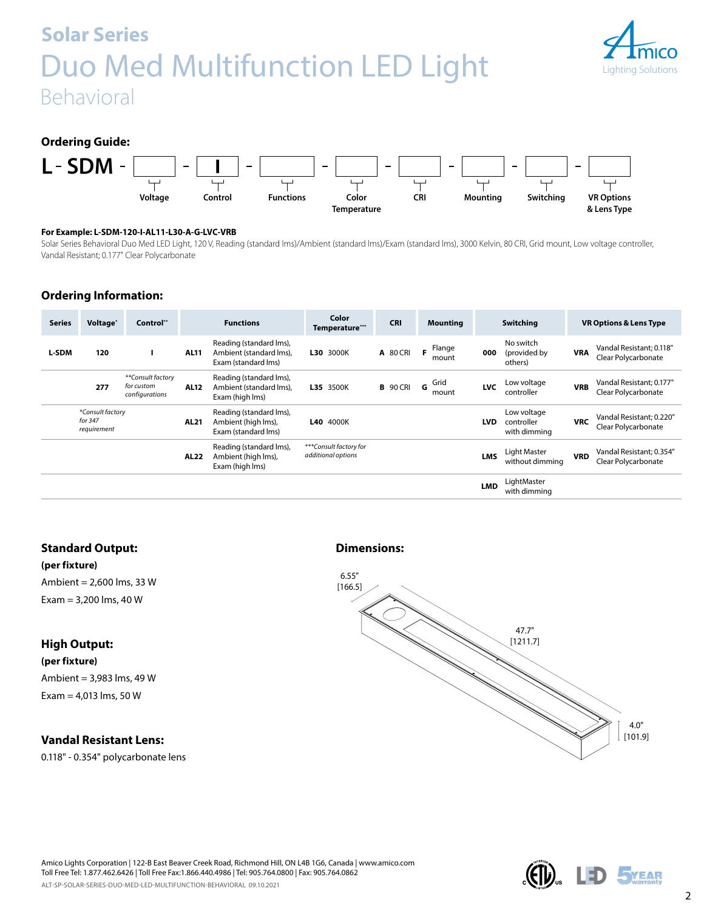## Solar Series

# Duo Med Multifunction LED Light

### Behavioral

**Ordering Guide:**

**L - SDM -** [ ] - [ **I** ] - [ ] - [ ] - [ ] - [ ] - [ ] - [ ]

Voltage | Control | Functions | Color Temperature | CRI | Mounting | Switching | VR Options & Lens Type

**For Example: L-SDM-120-I-AL11-L30-A-G-LVC-VRB**

Solar Series Behavioral Duo Med LED Light, 120 V, Reading (standard lms)/Ambient (standard lms)/Exam (standard lms), 3000 Kelvin, 80 CRI, Grid mount, Low voltage controller, Vandal Resistant; 0.177" Clear Polycarbonate

**Ordering Information:**

| Series | Voltage* | Control** | Functions | | Color Temperature*** | | CRI | | Mounting | | Switching | | VR Options & Lens Type | |
|---|---|---|---|---|---|---|---|---|---|---|---|---|---|---|
| L-SDM | 120 | I | AL11 | Reading (standard lms), Ambient (standard lms), Exam (standard lms) | L30 | 3000K | A | 80 CRI | F | Flange mount | 000 | No switch (provided by others) | VRA | Vandal Resistant; 0.118" Clear Polycarbonate |
| | 277 | *\*\*Consult factory for custom configurations* | AL12 | Reading (standard lms), Ambient (standard lms), Exam (high lms) | L35 | 3500K | B | 90 CRI | G | Grid mount | LVC | Low voltage controller | VRB | Vandal Resistant; 0.177" Clear Polycarbonate |
| | *\*Consult factory for 347 requirement* | | AL21 | Reading (standard lms), Ambient (high lms), Exam (standard lms) | L40 | 4000K | | | | | LVD | Low voltage controller with dimming | VRC | Vandal Resistant; 0.220" Clear Polycarbonate |
| | | | AL22 | Reading (standard lms), Ambient (high lms), Exam (high lms) | *\*\*\*Consult factory for additional options* | | | | | | LMS | Light Master without dimming | VRD | Vandal Resistant; 0.354" Clear Polycarbonate |
| | | | | | | | | | | | LMD | LightMaster with dimming | | |

**Standard Output:**

**(per fixture)**

Ambient = 2,600 lms, 33 W

Exam = 3,200 lms, 40 W

**High Output:**

**(per fixture)**

Ambient = 3,983 lms, 49 W

Exam = 4,013 lms, 50 W

**Vandal Resistant Lens:**

0.118" - 0.354" polycarbonate lens

**Dimensions:**

6.55"
[166.5]

47.7"
[1211.7]

4.0"
[101.9]

Amico Lights Corporation | 122-B East Beaver Creek Road, Richmond Hill, ON L4B 1G6, Canada | www.amico.com
Toll Free Tel: 1.877.462.6426 | Toll Free Fax:1.866.440.4986 | Tel: 905.764.0800 | Fax: 905.764.0862

ALT-SP-SOLAR-SERIES-DUO-MED-LED-MULTIFUNCTION-BEHAVIORAL 09.10.2021